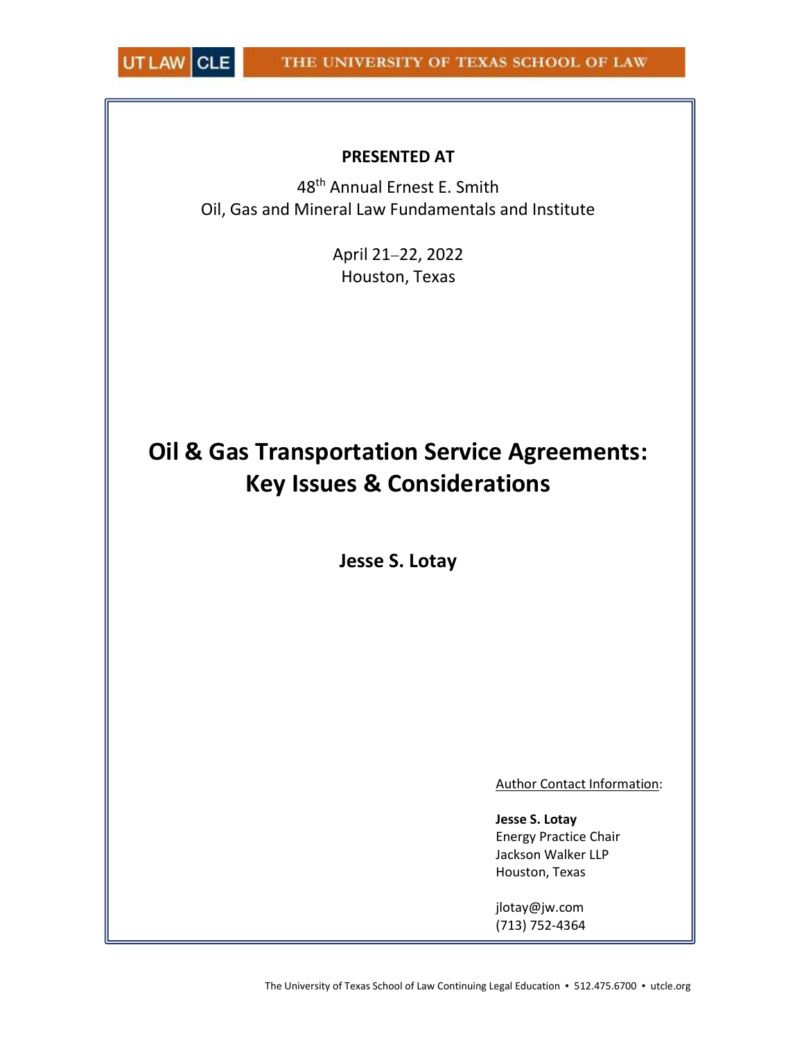**PRESENTED AT**

48th Annual Ernest E. Smith
Oil, Gas and Mineral Law Fundamentals and Institute

April 21–22, 2022
Houston, Texas

# Oil & Gas Transportation Service Agreements: Key Issues & Considerations

**Jesse S. Lotay**

Author Contact Information:

**Jesse S. Lotay**
Energy Practice Chair
Jackson Walker LLP
Houston, Texas

jlotay@jw.com
(713) 752-4364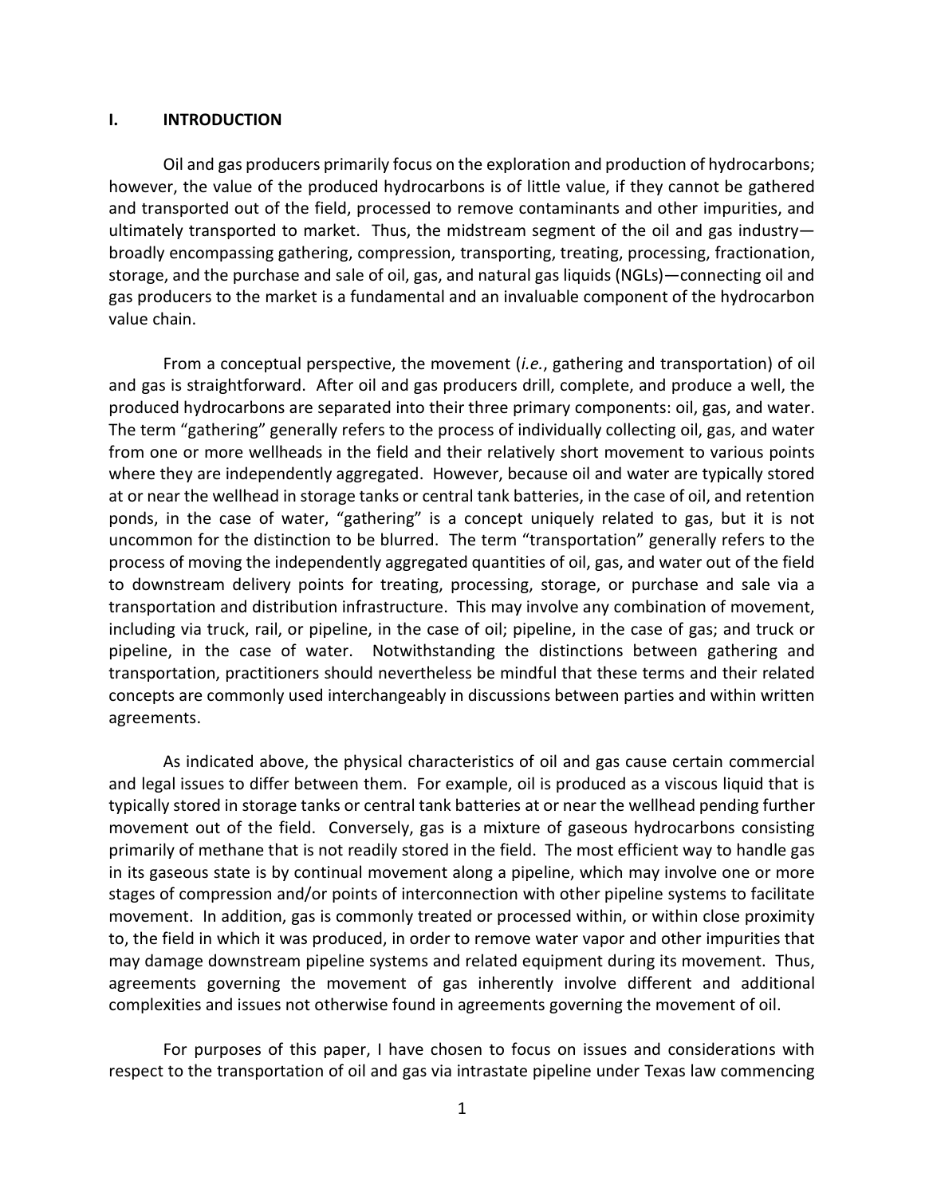## I. INTRODUCTION

Oil and gas producers primarily focus on the exploration and production of hydrocarbons; however, the value of the produced hydrocarbons is of little value, if they cannot be gathered and transported out of the field, processed to remove contaminants and other impurities, and ultimately transported to market. Thus, the midstream segment of the oil and gas industry—broadly encompassing gathering, compression, transporting, treating, processing, fractionation, storage, and the purchase and sale of oil, gas, and natural gas liquids (NGLs)—connecting oil and gas producers to the market is a fundamental and an invaluable component of the hydrocarbon value chain.

From a conceptual perspective, the movement (*i.e.*, gathering and transportation) of oil and gas is straightforward. After oil and gas producers drill, complete, and produce a well, the produced hydrocarbons are separated into their three primary components: oil, gas, and water. The term "gathering" generally refers to the process of individually collecting oil, gas, and water from one or more wellheads in the field and their relatively short movement to various points where they are independently aggregated. However, because oil and water are typically stored at or near the wellhead in storage tanks or central tank batteries, in the case of oil, and retention ponds, in the case of water, "gathering" is a concept uniquely related to gas, but it is not uncommon for the distinction to be blurred. The term "transportation" generally refers to the process of moving the independently aggregated quantities of oil, gas, and water out of the field to downstream delivery points for treating, processing, storage, or purchase and sale via a transportation and distribution infrastructure. This may involve any combination of movement, including via truck, rail, or pipeline, in the case of oil; pipeline, in the case of gas; and truck or pipeline, in the case of water. Notwithstanding the distinctions between gathering and transportation, practitioners should nevertheless be mindful that these terms and their related concepts are commonly used interchangeably in discussions between parties and within written agreements.

As indicated above, the physical characteristics of oil and gas cause certain commercial and legal issues to differ between them. For example, oil is produced as a viscous liquid that is typically stored in storage tanks or central tank batteries at or near the wellhead pending further movement out of the field. Conversely, gas is a mixture of gaseous hydrocarbons consisting primarily of methane that is not readily stored in the field. The most efficient way to handle gas in its gaseous state is by continual movement along a pipeline, which may involve one or more stages of compression and/or points of interconnection with other pipeline systems to facilitate movement. In addition, gas is commonly treated or processed within, or within close proximity to, the field in which it was produced, in order to remove water vapor and other impurities that may damage downstream pipeline systems and related equipment during its movement. Thus, agreements governing the movement of gas inherently involve different and additional complexities and issues not otherwise found in agreements governing the movement of oil.

For purposes of this paper, I have chosen to focus on issues and considerations with respect to the transportation of oil and gas via intrastate pipeline under Texas law commencing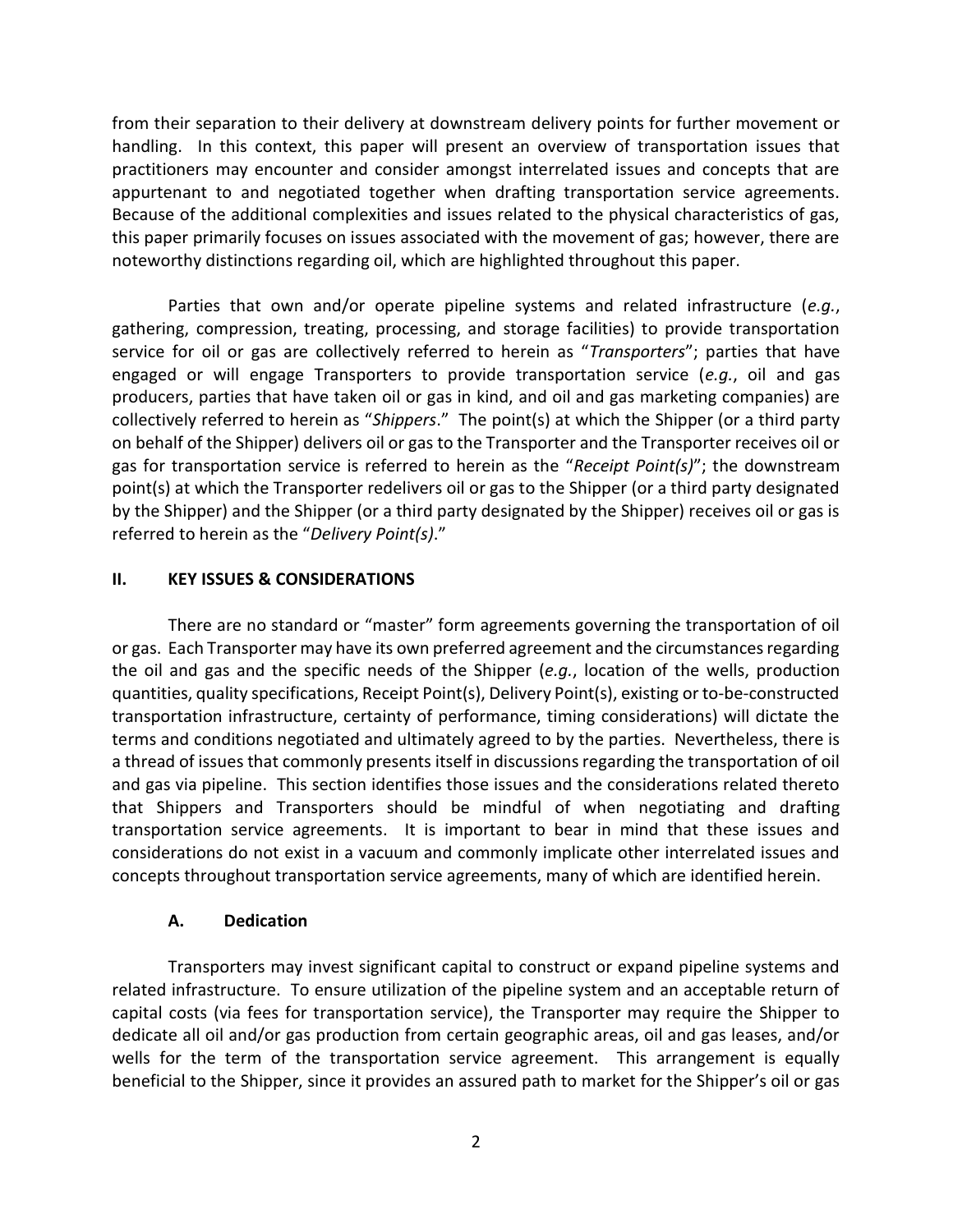from their separation to their delivery at downstream delivery points for further movement or handling. In this context, this paper will present an overview of transportation issues that practitioners may encounter and consider amongst interrelated issues and concepts that are appurtenant to and negotiated together when drafting transportation service agreements. Because of the additional complexities and issues related to the physical characteristics of gas, this paper primarily focuses on issues associated with the movement of gas; however, there are noteworthy distinctions regarding oil, which are highlighted throughout this paper.

Parties that own and/or operate pipeline systems and related infrastructure (*e.g.*, gathering, compression, treating, processing, and storage facilities) to provide transportation service for oil or gas are collectively referred to herein as "*Transporters*"; parties that have engaged or will engage Transporters to provide transportation service (*e.g.*, oil and gas producers, parties that have taken oil or gas in kind, and oil and gas marketing companies) are collectively referred to herein as "*Shippers*." The point(s) at which the Shipper (or a third party on behalf of the Shipper) delivers oil or gas to the Transporter and the Transporter receives oil or gas for transportation service is referred to herein as the "*Receipt Point(s)*"; the downstream point(s) at which the Transporter redelivers oil or gas to the Shipper (or a third party designated by the Shipper) and the Shipper (or a third party designated by the Shipper) receives oil or gas is referred to herein as the "*Delivery Point(s)*."

## II. KEY ISSUES & CONSIDERATIONS

There are no standard or "master" form agreements governing the transportation of oil or gas. Each Transporter may have its own preferred agreement and the circumstances regarding the oil and gas and the specific needs of the Shipper (*e.g.*, location of the wells, production quantities, quality specifications, Receipt Point(s), Delivery Point(s), existing or to-be-constructed transportation infrastructure, certainty of performance, timing considerations) will dictate the terms and conditions negotiated and ultimately agreed to by the parties. Nevertheless, there is a thread of issues that commonly presents itself in discussions regarding the transportation of oil and gas via pipeline. This section identifies those issues and the considerations related thereto that Shippers and Transporters should be mindful of when negotiating and drafting transportation service agreements. It is important to bear in mind that these issues and considerations do not exist in a vacuum and commonly implicate other interrelated issues and concepts throughout transportation service agreements, many of which are identified herein.

### A. Dedication

Transporters may invest significant capital to construct or expand pipeline systems and related infrastructure. To ensure utilization of the pipeline system and an acceptable return of capital costs (via fees for transportation service), the Transporter may require the Shipper to dedicate all oil and/or gas production from certain geographic areas, oil and gas leases, and/or wells for the term of the transportation service agreement. This arrangement is equally beneficial to the Shipper, since it provides an assured path to market for the Shipper's oil or gas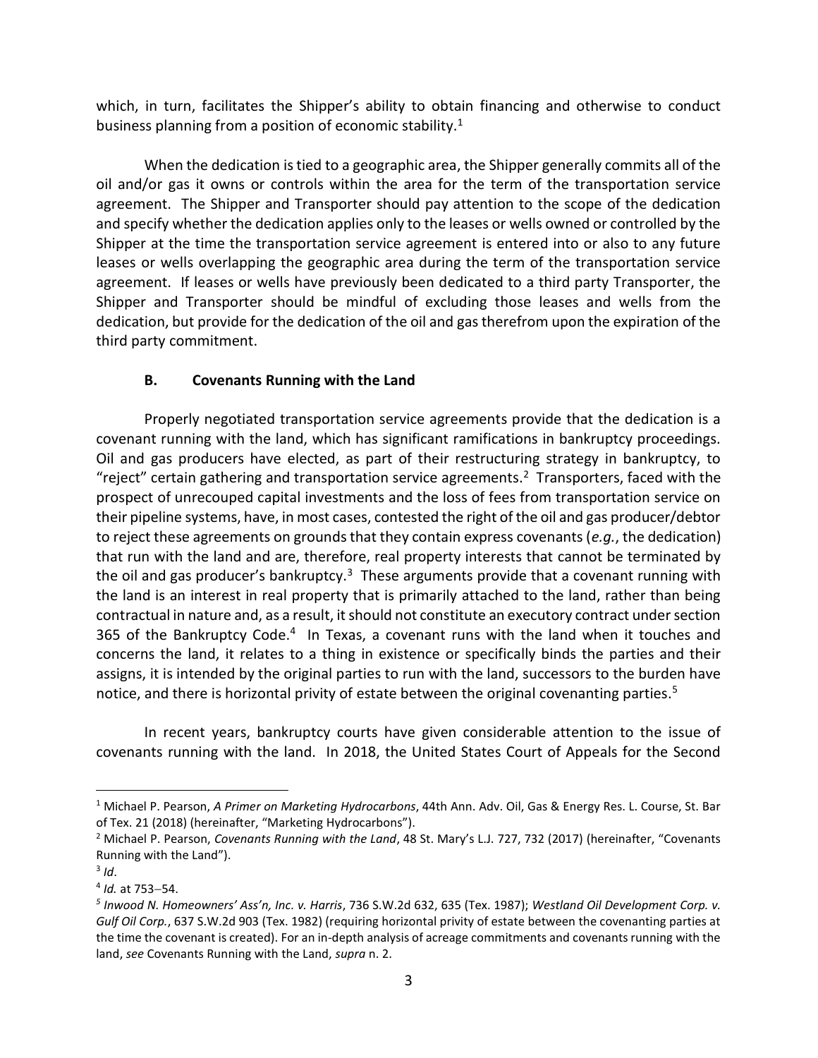which, in turn, facilitates the Shipper's ability to obtain financing and otherwise to conduct business planning from a position of economic stability.[1]

When the dedication is tied to a geographic area, the Shipper generally commits all of the oil and/or gas it owns or controls within the area for the term of the transportation service agreement. The Shipper and Transporter should pay attention to the scope of the dedication and specify whether the dedication applies only to the leases or wells owned or controlled by the Shipper at the time the transportation service agreement is entered into or also to any future leases or wells overlapping the geographic area during the term of the transportation service agreement. If leases or wells have previously been dedicated to a third party Transporter, the Shipper and Transporter should be mindful of excluding those leases and wells from the dedication, but provide for the dedication of the oil and gas therefrom upon the expiration of the third party commitment.

### B. Covenants Running with the Land

Properly negotiated transportation service agreements provide that the dedication is a covenant running with the land, which has significant ramifications in bankruptcy proceedings. Oil and gas producers have elected, as part of their restructuring strategy in bankruptcy, to "reject" certain gathering and transportation service agreements.[2] Transporters, faced with the prospect of unrecouped capital investments and the loss of fees from transportation service on their pipeline systems, have, in most cases, contested the right of the oil and gas producer/debtor to reject these agreements on grounds that they contain express covenants (*e.g.*, the dedication) that run with the land and are, therefore, real property interests that cannot be terminated by the oil and gas producer's bankruptcy.[3] These arguments provide that a covenant running with the land is an interest in real property that is primarily attached to the land, rather than being contractual in nature and, as a result, it should not constitute an executory contract under section 365 of the Bankruptcy Code.[4] In Texas, a covenant runs with the land when it touches and concerns the land, it relates to a thing in existence or specifically binds the parties and their assigns, it is intended by the original parties to run with the land, successors to the burden have notice, and there is horizontal privity of estate between the original covenanting parties.[5]

In recent years, bankruptcy courts have given considerable attention to the issue of covenants running with the land. In 2018, the United States Court of Appeals for the Second

---

[1] Michael P. Pearson, *A Primer on Marketing Hydrocarbons*, 44th Ann. Adv. Oil, Gas & Energy Res. L. Course, St. Bar of Tex. 21 (2018) (hereinafter, "Marketing Hydrocarbons").

[2] Michael P. Pearson, *Covenants Running with the Land*, 48 St. Mary's L.J. 727, 732 (2017) (hereinafter, "Covenants Running with the Land").

[3] *Id*.

[4] *Id.* at 753–54.

[5] *Inwood N. Homeowners' Ass'n, Inc. v. Harris*, 736 S.W.2d 632, 635 (Tex. 1987); *Westland Oil Development Corp. v. Gulf Oil Corp.*, 637 S.W.2d 903 (Tex. 1982) (requiring horizontal privity of estate between the covenanting parties at the time the covenant is created). For an in-depth analysis of acreage commitments and covenants running with the land, *see* Covenants Running with the Land, *supra* n. 2.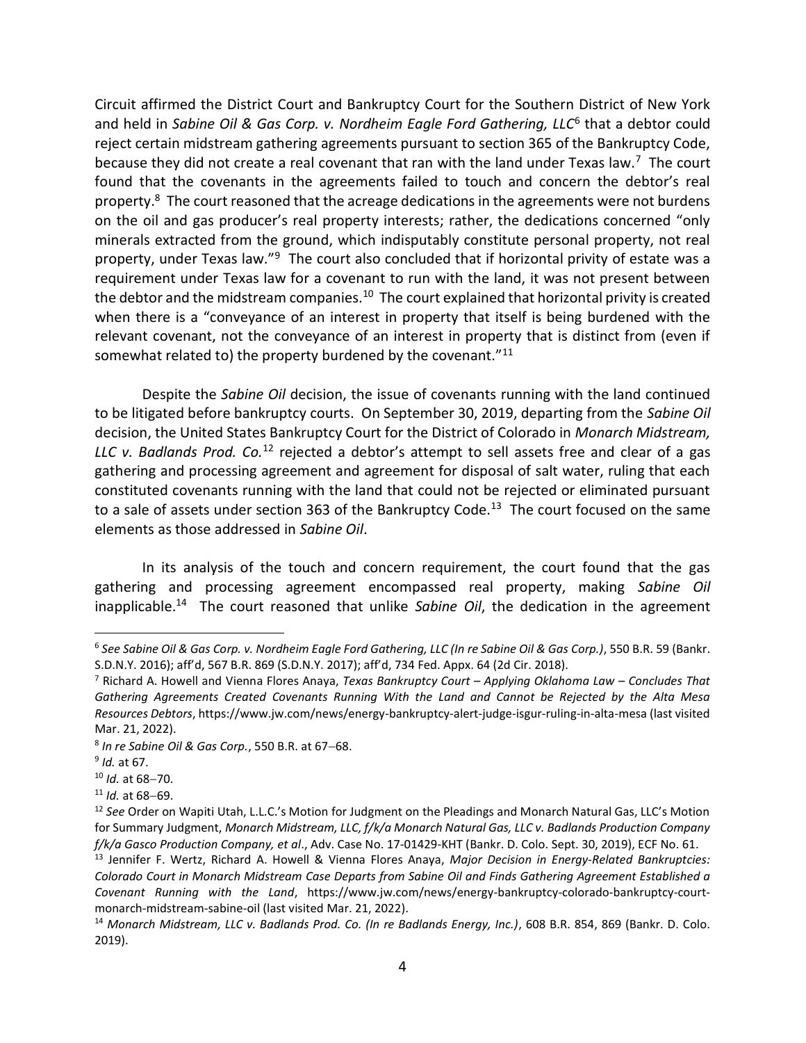Circuit affirmed the District Court and Bankruptcy Court for the Southern District of New York and held in *Sabine Oil & Gas Corp. v. Nordheim Eagle Ford Gathering, LLC*[6] that a debtor could reject certain midstream gathering agreements pursuant to section 365 of the Bankruptcy Code, because they did not create a real covenant that ran with the land under Texas law.[7] The court found that the covenants in the agreements failed to touch and concern the debtor's real property.[8] The court reasoned that the acreage dedications in the agreements were not burdens on the oil and gas producer's real property interests; rather, the dedications concerned "only minerals extracted from the ground, which indisputably constitute personal property, not real property, under Texas law."[9] The court also concluded that if horizontal privity of estate was a requirement under Texas law for a covenant to run with the land, it was not present between the debtor and the midstream companies.[10] The court explained that horizontal privity is created when there is a "conveyance of an interest in property that itself is being burdened with the relevant covenant, not the conveyance of an interest in property that is distinct from (even if somewhat related to) the property burdened by the covenant."[11]

Despite the *Sabine Oil* decision, the issue of covenants running with the land continued to be litigated before bankruptcy courts. On September 30, 2019, departing from the *Sabine Oil* decision, the United States Bankruptcy Court for the District of Colorado in *Monarch Midstream, LLC v. Badlands Prod. Co.*[12] rejected a debtor's attempt to sell assets free and clear of a gas gathering and processing agreement and agreement for disposal of salt water, ruling that each constituted covenants running with the land that could not be rejected or eliminated pursuant to a sale of assets under section 363 of the Bankruptcy Code.[13] The court focused on the same elements as those addressed in *Sabine Oil*.

In its analysis of the touch and concern requirement, the court found that the gas gathering and processing agreement encompassed real property, making *Sabine Oil* inapplicable.[14] The court reasoned that unlike *Sabine Oil*, the dedication in the agreement

---

[6] *See Sabine Oil & Gas Corp. v. Nordheim Eagle Ford Gathering, LLC (In re Sabine Oil & Gas Corp.)*, 550 B.R. 59 (Bankr. S.D.N.Y. 2016); aff'd, 567 B.R. 869 (S.D.N.Y. 2017); aff'd, 734 Fed. Appx. 64 (2d Cir. 2018).

[7] Richard A. Howell and Vienna Flores Anaya, *Texas Bankruptcy Court – Applying Oklahoma Law – Concludes That Gathering Agreements Created Covenants Running With the Land and Cannot be Rejected by the Alta Mesa Resources Debtors*, https://www.jw.com/news/energy-bankruptcy-alert-judge-isgur-ruling-in-alta-mesa (last visited Mar. 21, 2022).

[8] *In re Sabine Oil & Gas Corp.*, 550 B.R. at 67–68.

[9] *Id.* at 67.

[10] *Id.* at 68–70.

[11] *Id.* at 68–69.

[12] *See* Order on Wapiti Utah, L.L.C.'s Motion for Judgment on the Pleadings and Monarch Natural Gas, LLC's Motion for Summary Judgment, *Monarch Midstream, LLC, f/k/a Monarch Natural Gas, LLC v. Badlands Production Company f/k/a Gasco Production Company, et al*., Adv. Case No. 17-01429-KHT (Bankr. D. Colo. Sept. 30, 2019), ECF No. 61.

[13] Jennifer F. Wertz, Richard A. Howell & Vienna Flores Anaya, *Major Decision in Energy-Related Bankruptcies: Colorado Court in Monarch Midstream Case Departs from Sabine Oil and Finds Gathering Agreement Established a Covenant Running with the Land*, https://www.jw.com/news/energy-bankruptcy-colorado-bankruptcy-court-monarch-midstream-sabine-oil (last visited Mar. 21, 2022).

[14] *Monarch Midstream, LLC v. Badlands Prod. Co. (In re Badlands Energy, Inc.)*, 608 B.R. 854, 869 (Bankr. D. Colo. 2019).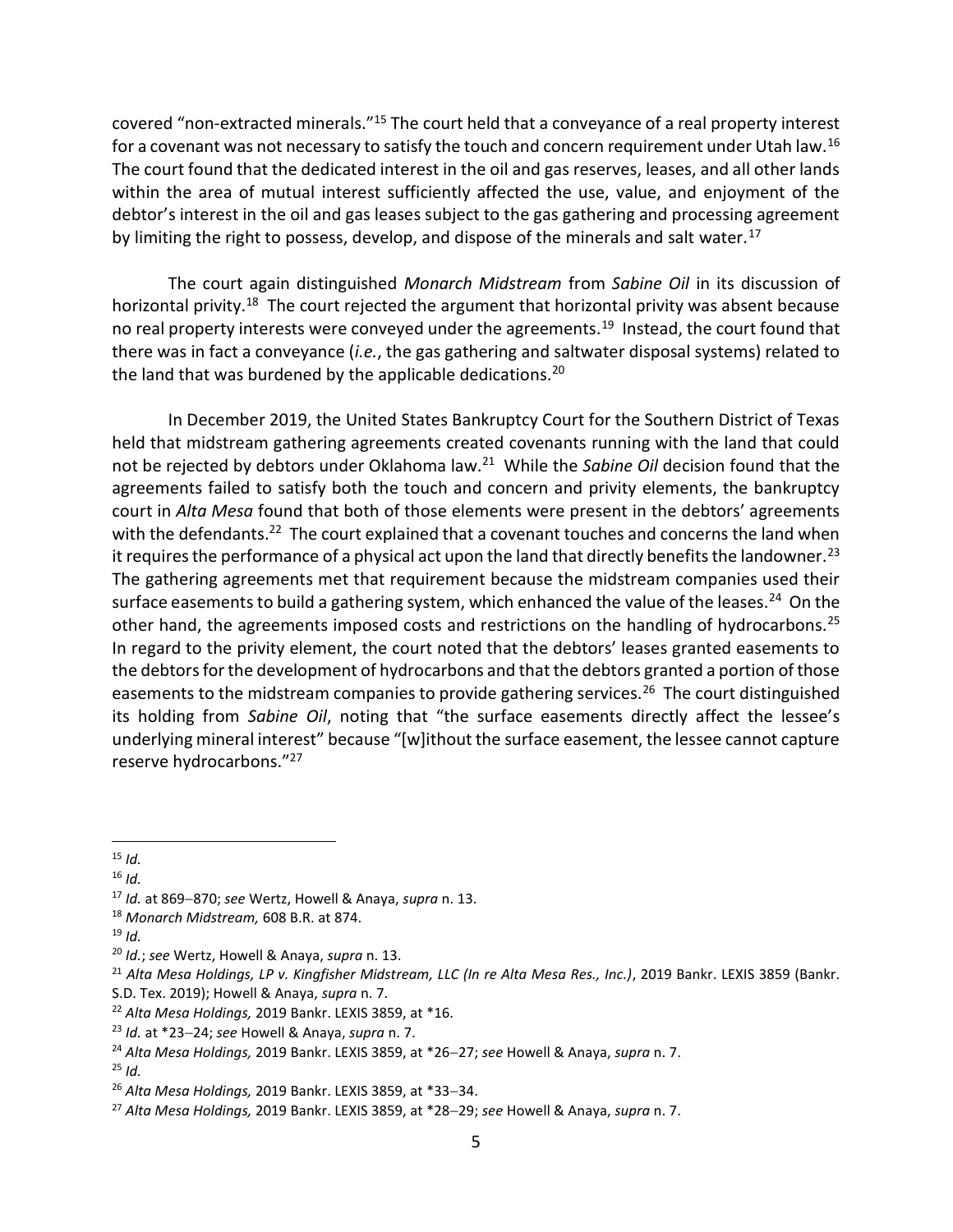covered "non-extracted minerals."[15] The court held that a conveyance of a real property interest for a covenant was not necessary to satisfy the touch and concern requirement under Utah law.[16] The court found that the dedicated interest in the oil and gas reserves, leases, and all other lands within the area of mutual interest sufficiently affected the use, value, and enjoyment of the debtor's interest in the oil and gas leases subject to the gas gathering and processing agreement by limiting the right to possess, develop, and dispose of the minerals and salt water.[17]

The court again distinguished *Monarch Midstream* from *Sabine Oil* in its discussion of horizontal privity.[18] The court rejected the argument that horizontal privity was absent because no real property interests were conveyed under the agreements.[19] Instead, the court found that there was in fact a conveyance (*i.e.*, the gas gathering and saltwater disposal systems) related to the land that was burdened by the applicable dedications.[20]

In December 2019, the United States Bankruptcy Court for the Southern District of Texas held that midstream gathering agreements created covenants running with the land that could not be rejected by debtors under Oklahoma law.[21] While the *Sabine Oil* decision found that the agreements failed to satisfy both the touch and concern and privity elements, the bankruptcy court in *Alta Mesa* found that both of those elements were present in the debtors' agreements with the defendants.[22] The court explained that a covenant touches and concerns the land when it requires the performance of a physical act upon the land that directly benefits the landowner.[23] The gathering agreements met that requirement because the midstream companies used their surface easements to build a gathering system, which enhanced the value of the leases.[24] On the other hand, the agreements imposed costs and restrictions on the handling of hydrocarbons.[25] In regard to the privity element, the court noted that the debtors' leases granted easements to the debtors for the development of hydrocarbons and that the debtors granted a portion of those easements to the midstream companies to provide gathering services.[26] The court distinguished its holding from *Sabine Oil*, noting that "the surface easements directly affect the lessee's underlying mineral interest" because "[w]ithout the surface easement, the lessee cannot capture reserve hydrocarbons."[27]

---

[15] *Id.*

[16] *Id.*

[17] *Id.* at 869–870; *see* Wertz, Howell & Anaya, *supra* n. 13.

[18] *Monarch Midstream,* 608 B.R. at 874.

[19] *Id.*

[20] *Id.*; *see* Wertz, Howell & Anaya, *supra* n. 13.

[21] *Alta Mesa Holdings, LP v. Kingfisher Midstream, LLC (In re Alta Mesa Res., Inc.)*, 2019 Bankr. LEXIS 3859 (Bankr. S.D. Tex. 2019); Howell & Anaya, *supra* n. 7.

[22] *Alta Mesa Holdings,* 2019 Bankr. LEXIS 3859, at *16.

[23] *Id.* at *23–24; *see* Howell & Anaya, *supra* n. 7.

[24] *Alta Mesa Holdings,* 2019 Bankr. LEXIS 3859, at *26–27; *see* Howell & Anaya, *supra* n. 7.

[25] *Id.*

[26] *Alta Mesa Holdings,* 2019 Bankr. LEXIS 3859, at *33–34.

[27] *Alta Mesa Holdings,* 2019 Bankr. LEXIS 3859, at *28–29; *see* Howell & Anaya, *supra* n. 7.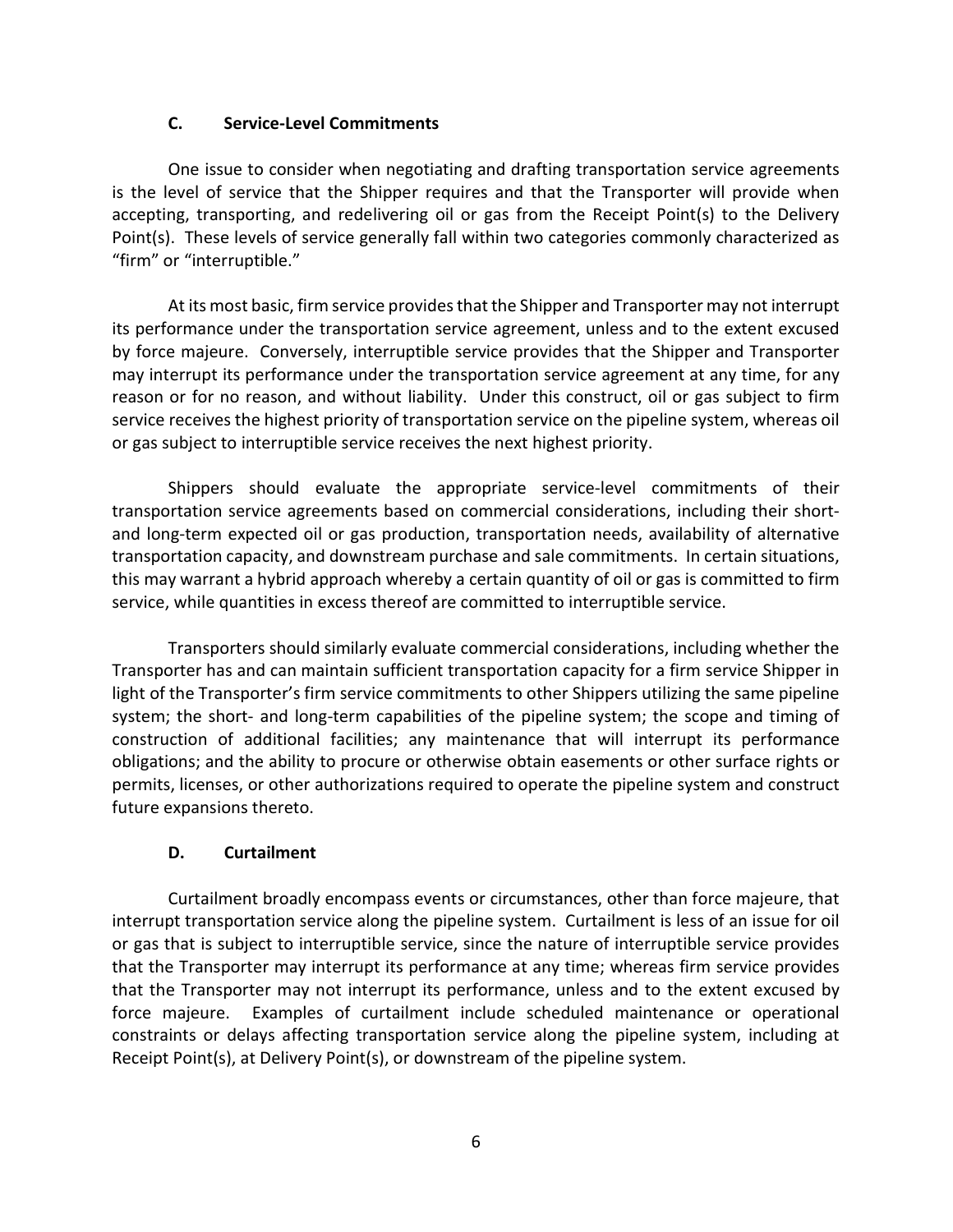### C. Service-Level Commitments

One issue to consider when negotiating and drafting transportation service agreements is the level of service that the Shipper requires and that the Transporter will provide when accepting, transporting, and redelivering oil or gas from the Receipt Point(s) to the Delivery Point(s). These levels of service generally fall within two categories commonly characterized as "firm" or "interruptible."

At its most basic, firm service provides that the Shipper and Transporter may not interrupt its performance under the transportation service agreement, unless and to the extent excused by force majeure. Conversely, interruptible service provides that the Shipper and Transporter may interrupt its performance under the transportation service agreement at any time, for any reason or for no reason, and without liability. Under this construct, oil or gas subject to firm service receives the highest priority of transportation service on the pipeline system, whereas oil or gas subject to interruptible service receives the next highest priority.

Shippers should evaluate the appropriate service-level commitments of their transportation service agreements based on commercial considerations, including their short- and long-term expected oil or gas production, transportation needs, availability of alternative transportation capacity, and downstream purchase and sale commitments. In certain situations, this may warrant a hybrid approach whereby a certain quantity of oil or gas is committed to firm service, while quantities in excess thereof are committed to interruptible service.

Transporters should similarly evaluate commercial considerations, including whether the Transporter has and can maintain sufficient transportation capacity for a firm service Shipper in light of the Transporter's firm service commitments to other Shippers utilizing the same pipeline system; the short- and long-term capabilities of the pipeline system; the scope and timing of construction of additional facilities; any maintenance that will interrupt its performance obligations; and the ability to procure or otherwise obtain easements or other surface rights or permits, licenses, or other authorizations required to operate the pipeline system and construct future expansions thereto.

### D. Curtailment

Curtailment broadly encompass events or circumstances, other than force majeure, that interrupt transportation service along the pipeline system. Curtailment is less of an issue for oil or gas that is subject to interruptible service, since the nature of interruptible service provides that the Transporter may interrupt its performance at any time; whereas firm service provides that the Transporter may not interrupt its performance, unless and to the extent excused by force majeure. Examples of curtailment include scheduled maintenance or operational constraints or delays affecting transportation service along the pipeline system, including at Receipt Point(s), at Delivery Point(s), or downstream of the pipeline system.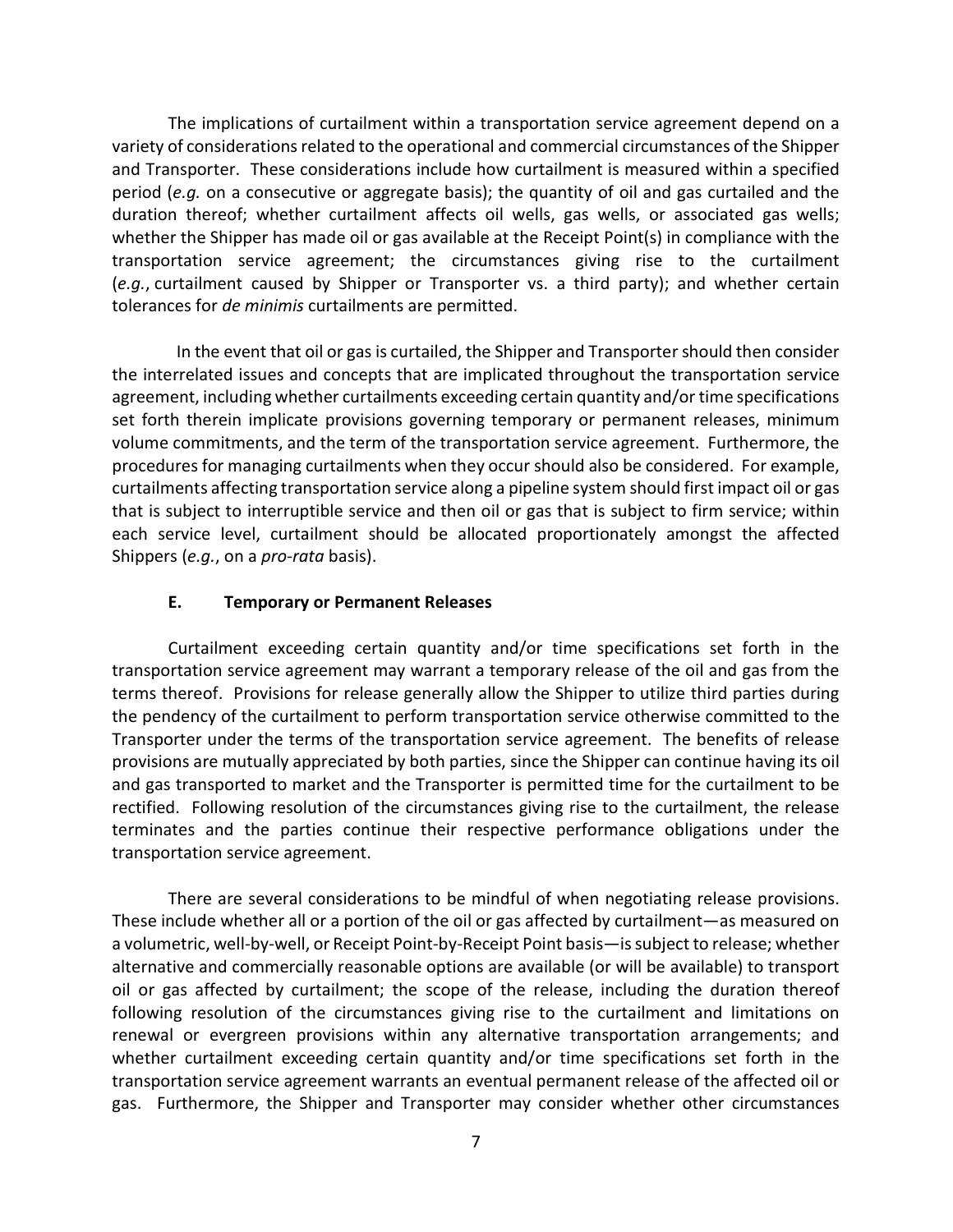The implications of curtailment within a transportation service agreement depend on a variety of considerations related to the operational and commercial circumstances of the Shipper and Transporter. These considerations include how curtailment is measured within a specified period (*e.g.* on a consecutive or aggregate basis); the quantity of oil and gas curtailed and the duration thereof; whether curtailment affects oil wells, gas wells, or associated gas wells; whether the Shipper has made oil or gas available at the Receipt Point(s) in compliance with the transportation service agreement; the circumstances giving rise to the curtailment (*e.g.*, curtailment caused by Shipper or Transporter vs. a third party); and whether certain tolerances for *de minimis* curtailments are permitted.

In the event that oil or gas is curtailed, the Shipper and Transporter should then consider the interrelated issues and concepts that are implicated throughout the transportation service agreement, including whether curtailments exceeding certain quantity and/or time specifications set forth therein implicate provisions governing temporary or permanent releases, minimum volume commitments, and the term of the transportation service agreement. Furthermore, the procedures for managing curtailments when they occur should also be considered. For example, curtailments affecting transportation service along a pipeline system should first impact oil or gas that is subject to interruptible service and then oil or gas that is subject to firm service; within each service level, curtailment should be allocated proportionately amongst the affected Shippers (*e.g.*, on a *pro-rata* basis).

### E. Temporary or Permanent Releases

Curtailment exceeding certain quantity and/or time specifications set forth in the transportation service agreement may warrant a temporary release of the oil and gas from the terms thereof. Provisions for release generally allow the Shipper to utilize third parties during the pendency of the curtailment to perform transportation service otherwise committed to the Transporter under the terms of the transportation service agreement. The benefits of release provisions are mutually appreciated by both parties, since the Shipper can continue having its oil and gas transported to market and the Transporter is permitted time for the curtailment to be rectified. Following resolution of the circumstances giving rise to the curtailment, the release terminates and the parties continue their respective performance obligations under the transportation service agreement.

There are several considerations to be mindful of when negotiating release provisions. These include whether all or a portion of the oil or gas affected by curtailment—as measured on a volumetric, well-by-well, or Receipt Point-by-Receipt Point basis—is subject to release; whether alternative and commercially reasonable options are available (or will be available) to transport oil or gas affected by curtailment; the scope of the release, including the duration thereof following resolution of the circumstances giving rise to the curtailment and limitations on renewal or evergreen provisions within any alternative transportation arrangements; and whether curtailment exceeding certain quantity and/or time specifications set forth in the transportation service agreement warrants an eventual permanent release of the affected oil or gas. Furthermore, the Shipper and Transporter may consider whether other circumstances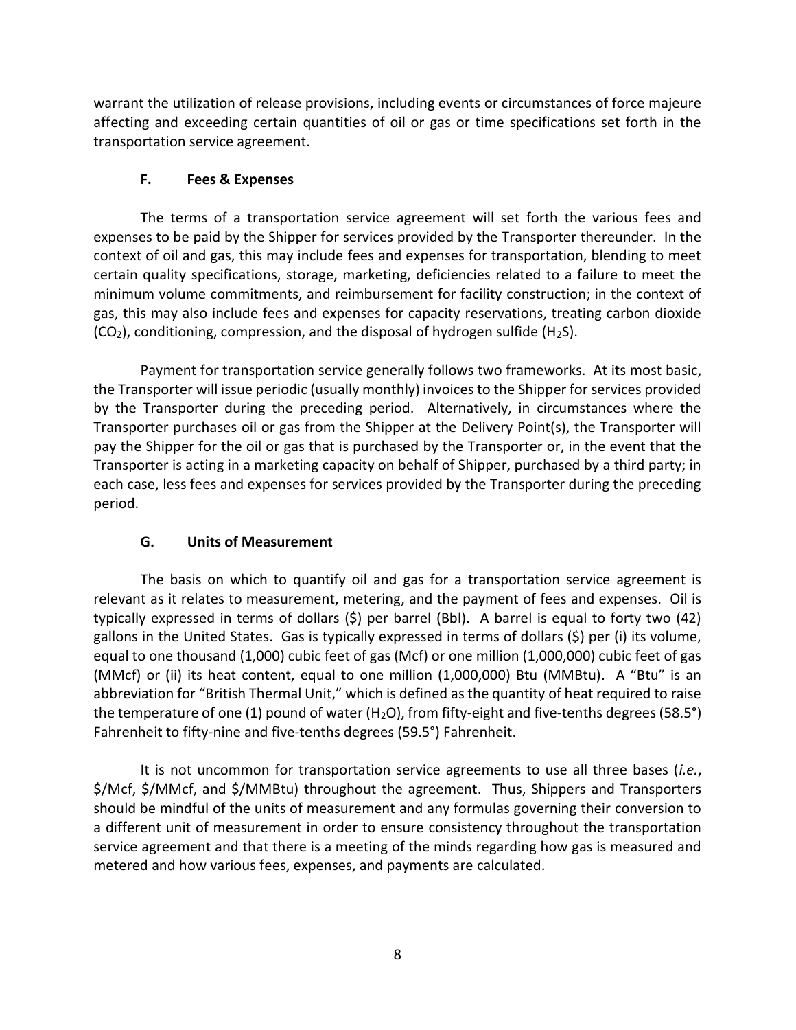warrant the utilization of release provisions, including events or circumstances of force majeure affecting and exceeding certain quantities of oil or gas or time specifications set forth in the transportation service agreement.

### F. Fees & Expenses

The terms of a transportation service agreement will set forth the various fees and expenses to be paid by the Shipper for services provided by the Transporter thereunder. In the context of oil and gas, this may include fees and expenses for transportation, blending to meet certain quality specifications, storage, marketing, deficiencies related to a failure to meet the minimum volume commitments, and reimbursement for facility construction; in the context of gas, this may also include fees and expenses for capacity reservations, treating carbon dioxide ($CO_2$), conditioning, compression, and the disposal of hydrogen sulfide ($H_2S$).

Payment for transportation service generally follows two frameworks. At its most basic, the Transporter will issue periodic (usually monthly) invoices to the Shipper for services provided by the Transporter during the preceding period. Alternatively, in circumstances where the Transporter purchases oil or gas from the Shipper at the Delivery Point(s), the Transporter will pay the Shipper for the oil or gas that is purchased by the Transporter or, in the event that the Transporter is acting in a marketing capacity on behalf of Shipper, purchased by a third party; in each case, less fees and expenses for services provided by the Transporter during the preceding period.

### G. Units of Measurement

The basis on which to quantify oil and gas for a transportation service agreement is relevant as it relates to measurement, metering, and the payment of fees and expenses. Oil is typically expressed in terms of dollars ($) per barrel (Bbl). A barrel is equal to forty two (42) gallons in the United States. Gas is typically expressed in terms of dollars ($) per (i) its volume, equal to one thousand (1,000) cubic feet of gas (Mcf) or one million (1,000,000) cubic feet of gas (MMcf) or (ii) its heat content, equal to one million (1,000,000) Btu (MMBtu). A "Btu" is an abbreviation for "British Thermal Unit," which is defined as the quantity of heat required to raise the temperature of one (1) pound of water ($H_2O$), from fifty-eight and five-tenths degrees (58.5°) Fahrenheit to fifty-nine and five-tenths degrees (59.5°) Fahrenheit.

It is not uncommon for transportation service agreements to use all three bases (*i.e.*, $/Mcf, $/MMcf, and $/MMBtu) throughout the agreement. Thus, Shippers and Transporters should be mindful of the units of measurement and any formulas governing their conversion to a different unit of measurement in order to ensure consistency throughout the transportation service agreement and that there is a meeting of the minds regarding how gas is measured and metered and how various fees, expenses, and payments are calculated.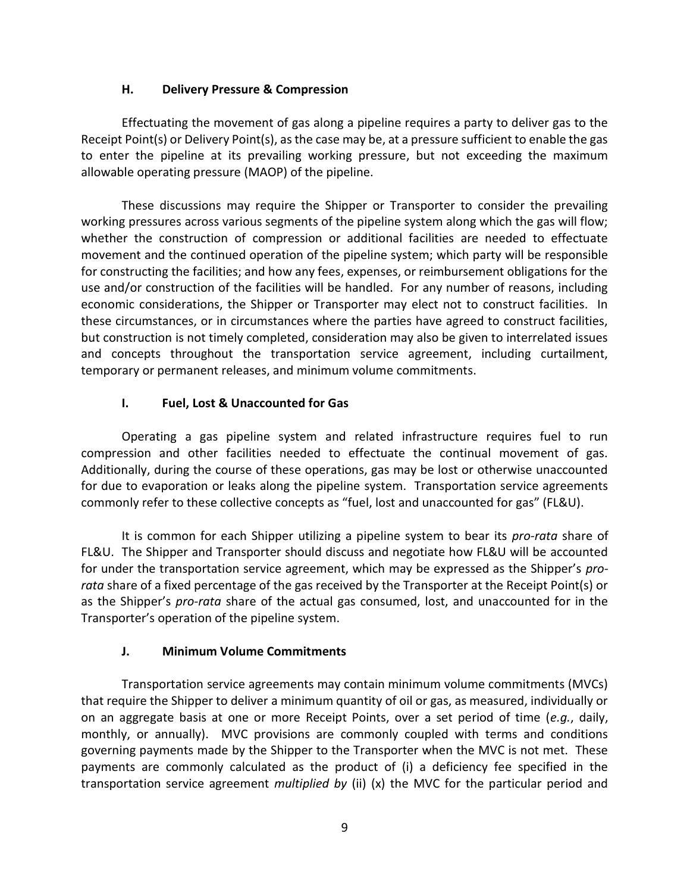### H. Delivery Pressure & Compression

Effectuating the movement of gas along a pipeline requires a party to deliver gas to the Receipt Point(s) or Delivery Point(s), as the case may be, at a pressure sufficient to enable the gas to enter the pipeline at its prevailing working pressure, but not exceeding the maximum allowable operating pressure (MAOP) of the pipeline.

These discussions may require the Shipper or Transporter to consider the prevailing working pressures across various segments of the pipeline system along which the gas will flow; whether the construction of compression or additional facilities are needed to effectuate movement and the continued operation of the pipeline system; which party will be responsible for constructing the facilities; and how any fees, expenses, or reimbursement obligations for the use and/or construction of the facilities will be handled. For any number of reasons, including economic considerations, the Shipper or Transporter may elect not to construct facilities. In these circumstances, or in circumstances where the parties have agreed to construct facilities, but construction is not timely completed, consideration may also be given to interrelated issues and concepts throughout the transportation service agreement, including curtailment, temporary or permanent releases, and minimum volume commitments.

### I. Fuel, Lost & Unaccounted for Gas

Operating a gas pipeline system and related infrastructure requires fuel to run compression and other facilities needed to effectuate the continual movement of gas. Additionally, during the course of these operations, gas may be lost or otherwise unaccounted for due to evaporation or leaks along the pipeline system. Transportation service agreements commonly refer to these collective concepts as "fuel, lost and unaccounted for gas" (FL&U).

It is common for each Shipper utilizing a pipeline system to bear its *pro-rata* share of FL&U. The Shipper and Transporter should discuss and negotiate how FL&U will be accounted for under the transportation service agreement, which may be expressed as the Shipper's *pro-rata* share of a fixed percentage of the gas received by the Transporter at the Receipt Point(s) or as the Shipper's *pro-rata* share of the actual gas consumed, lost, and unaccounted for in the Transporter's operation of the pipeline system.

### J. Minimum Volume Commitments

Transportation service agreements may contain minimum volume commitments (MVCs) that require the Shipper to deliver a minimum quantity of oil or gas, as measured, individually or on an aggregate basis at one or more Receipt Points, over a set period of time (*e.g.*, daily, monthly, or annually). MVC provisions are commonly coupled with terms and conditions governing payments made by the Shipper to the Transporter when the MVC is not met. These payments are commonly calculated as the product of (i) a deficiency fee specified in the transportation service agreement *multiplied by* (ii) (x) the MVC for the particular period and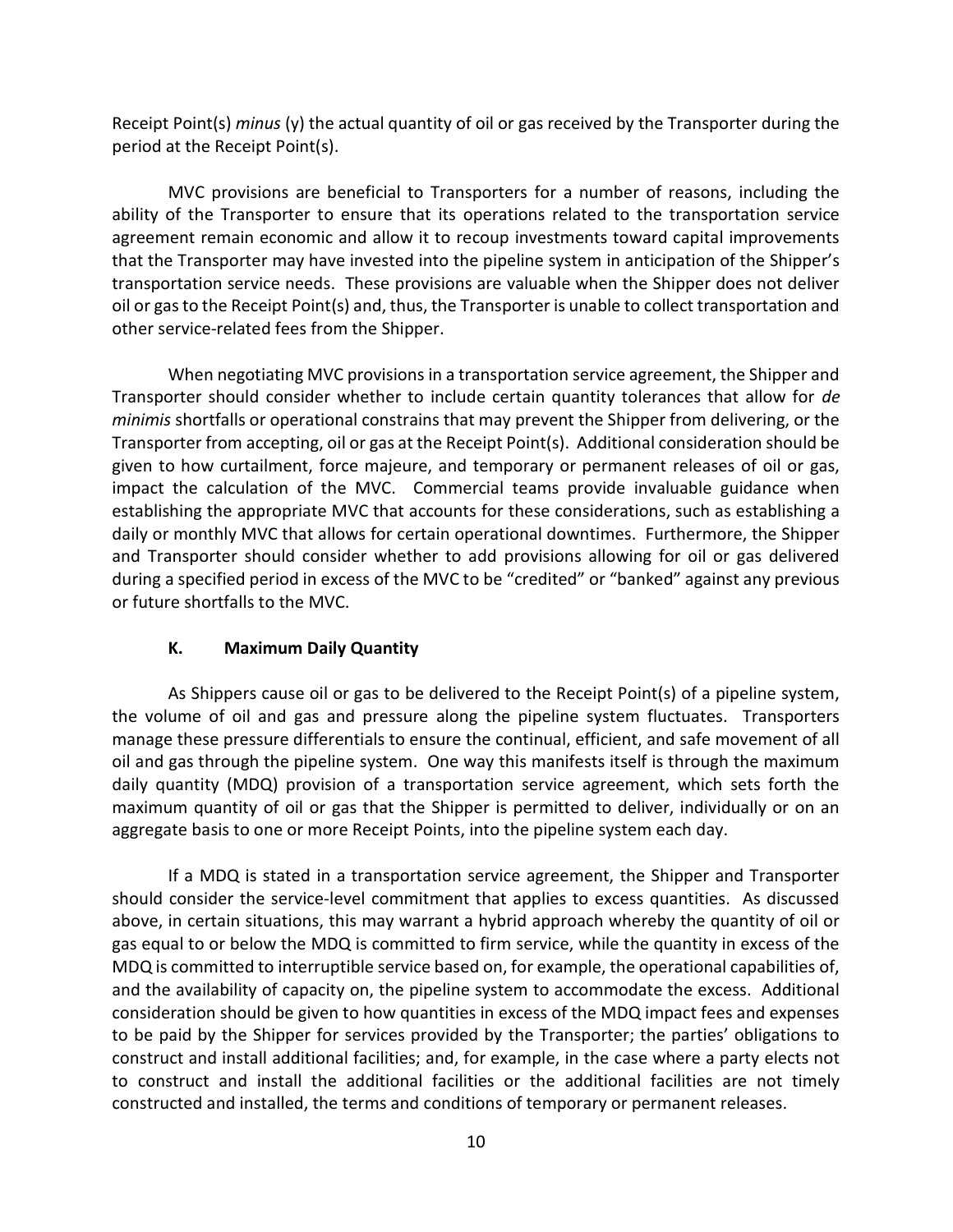Receipt Point(s) *minus* (y) the actual quantity of oil or gas received by the Transporter during the period at the Receipt Point(s).

MVC provisions are beneficial to Transporters for a number of reasons, including the ability of the Transporter to ensure that its operations related to the transportation service agreement remain economic and allow it to recoup investments toward capital improvements that the Transporter may have invested into the pipeline system in anticipation of the Shipper's transportation service needs. These provisions are valuable when the Shipper does not deliver oil or gas to the Receipt Point(s) and, thus, the Transporter is unable to collect transportation and other service-related fees from the Shipper.

When negotiating MVC provisions in a transportation service agreement, the Shipper and Transporter should consider whether to include certain quantity tolerances that allow for *de minimis* shortfalls or operational constrains that may prevent the Shipper from delivering, or the Transporter from accepting, oil or gas at the Receipt Point(s). Additional consideration should be given to how curtailment, force majeure, and temporary or permanent releases of oil or gas, impact the calculation of the MVC. Commercial teams provide invaluable guidance when establishing the appropriate MVC that accounts for these considerations, such as establishing a daily or monthly MVC that allows for certain operational downtimes. Furthermore, the Shipper and Transporter should consider whether to add provisions allowing for oil or gas delivered during a specified period in excess of the MVC to be "credited" or "banked" against any previous or future shortfalls to the MVC.

### K. Maximum Daily Quantity

As Shippers cause oil or gas to be delivered to the Receipt Point(s) of a pipeline system, the volume of oil and gas and pressure along the pipeline system fluctuates. Transporters manage these pressure differentials to ensure the continual, efficient, and safe movement of all oil and gas through the pipeline system. One way this manifests itself is through the maximum daily quantity (MDQ) provision of a transportation service agreement, which sets forth the maximum quantity of oil or gas that the Shipper is permitted to deliver, individually or on an aggregate basis to one or more Receipt Points, into the pipeline system each day.

If a MDQ is stated in a transportation service agreement, the Shipper and Transporter should consider the service-level commitment that applies to excess quantities. As discussed above, in certain situations, this may warrant a hybrid approach whereby the quantity of oil or gas equal to or below the MDQ is committed to firm service, while the quantity in excess of the MDQ is committed to interruptible service based on, for example, the operational capabilities of, and the availability of capacity on, the pipeline system to accommodate the excess. Additional consideration should be given to how quantities in excess of the MDQ impact fees and expenses to be paid by the Shipper for services provided by the Transporter; the parties' obligations to construct and install additional facilities; and, for example, in the case where a party elects not to construct and install the additional facilities or the additional facilities are not timely constructed and installed, the terms and conditions of temporary or permanent releases.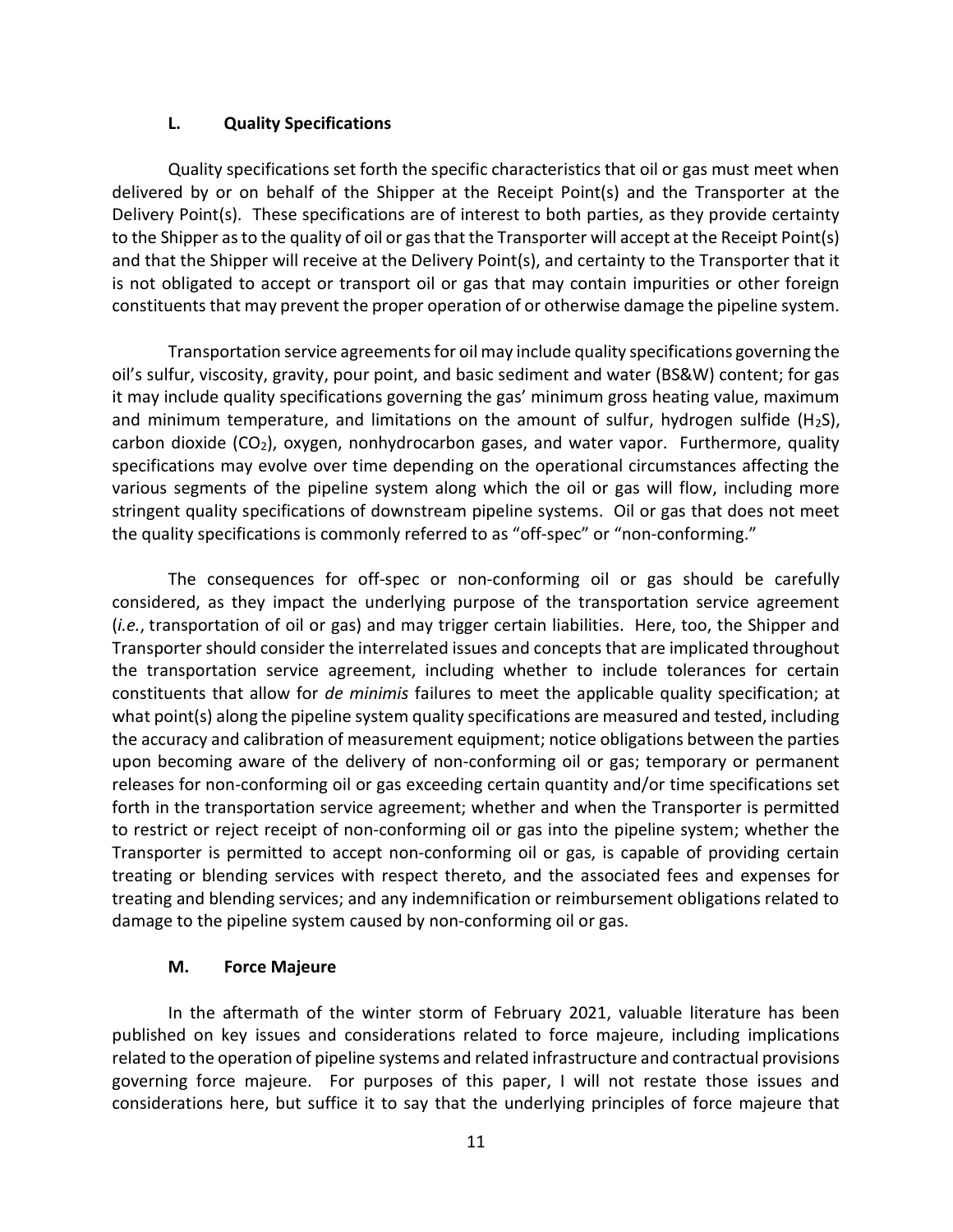### L. Quality Specifications

Quality specifications set forth the specific characteristics that oil or gas must meet when delivered by or on behalf of the Shipper at the Receipt Point(s) and the Transporter at the Delivery Point(s). These specifications are of interest to both parties, as they provide certainty to the Shipper as to the quality of oil or gas that the Transporter will accept at the Receipt Point(s) and that the Shipper will receive at the Delivery Point(s), and certainty to the Transporter that it is not obligated to accept or transport oil or gas that may contain impurities or other foreign constituents that may prevent the proper operation of or otherwise damage the pipeline system.

Transportation service agreements for oil may include quality specifications governing the oil's sulfur, viscosity, gravity, pour point, and basic sediment and water (BS&W) content; for gas it may include quality specifications governing the gas' minimum gross heating value, maximum and minimum temperature, and limitations on the amount of sulfur, hydrogen sulfide ($H_2S$), carbon dioxide ($CO_2$), oxygen, nonhydrocarbon gases, and water vapor. Furthermore, quality specifications may evolve over time depending on the operational circumstances affecting the various segments of the pipeline system along which the oil or gas will flow, including more stringent quality specifications of downstream pipeline systems. Oil or gas that does not meet the quality specifications is commonly referred to as "off-spec" or "non-conforming."

The consequences for off-spec or non-conforming oil or gas should be carefully considered, as they impact the underlying purpose of the transportation service agreement (*i.e.*, transportation of oil or gas) and may trigger certain liabilities. Here, too, the Shipper and Transporter should consider the interrelated issues and concepts that are implicated throughout the transportation service agreement, including whether to include tolerances for certain constituents that allow for *de minimis* failures to meet the applicable quality specification; at what point(s) along the pipeline system quality specifications are measured and tested, including the accuracy and calibration of measurement equipment; notice obligations between the parties upon becoming aware of the delivery of non-conforming oil or gas; temporary or permanent releases for non-conforming oil or gas exceeding certain quantity and/or time specifications set forth in the transportation service agreement; whether and when the Transporter is permitted to restrict or reject receipt of non-conforming oil or gas into the pipeline system; whether the Transporter is permitted to accept non-conforming oil or gas, is capable of providing certain treating or blending services with respect thereto, and the associated fees and expenses for treating and blending services; and any indemnification or reimbursement obligations related to damage to the pipeline system caused by non-conforming oil or gas.

### M. Force Majeure

In the aftermath of the winter storm of February 2021, valuable literature has been published on key issues and considerations related to force majeure, including implications related to the operation of pipeline systems and related infrastructure and contractual provisions governing force majeure. For purposes of this paper, I will not restate those issues and considerations here, but suffice it to say that the underlying principles of force majeure that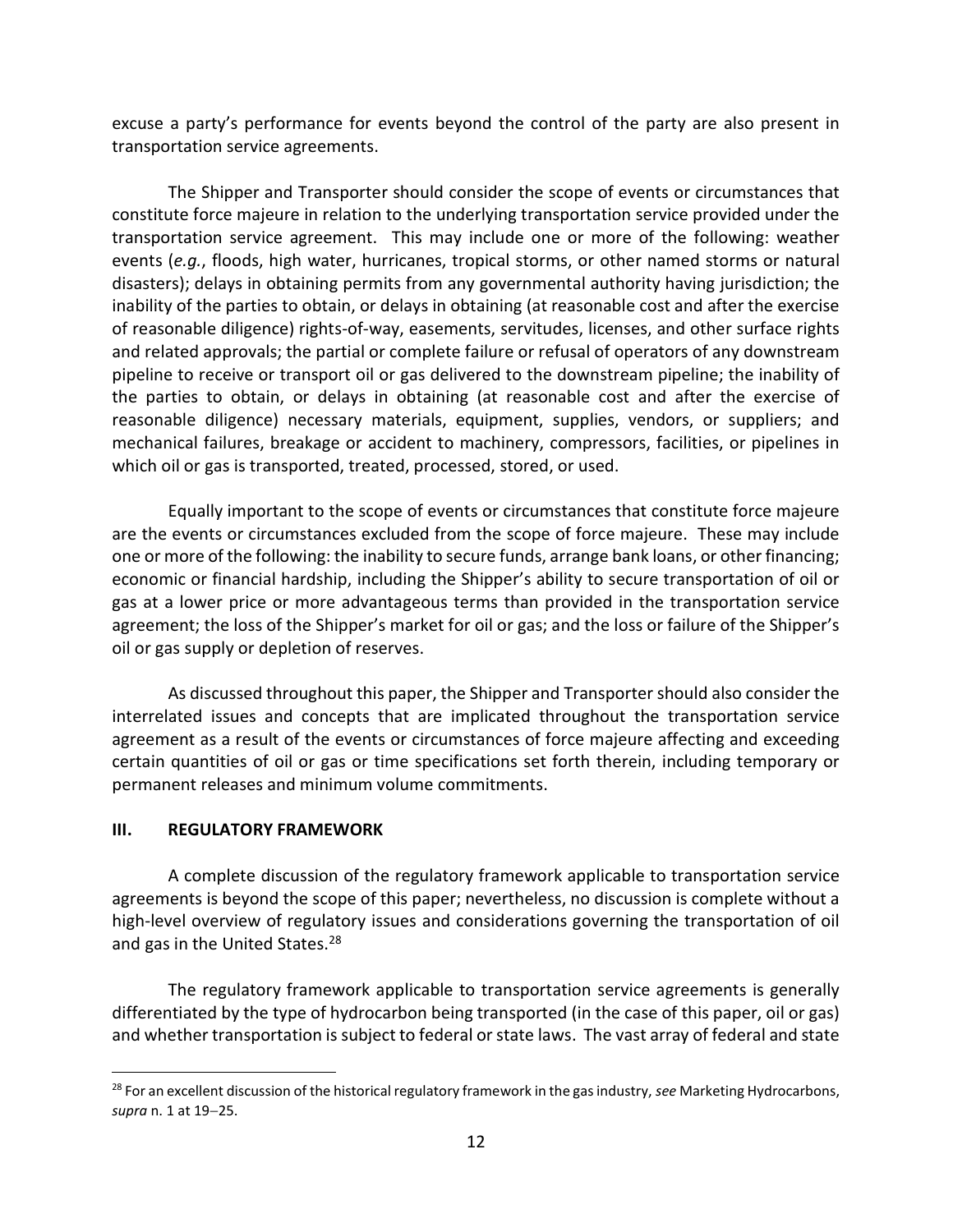excuse a party's performance for events beyond the control of the party are also present in transportation service agreements.

The Shipper and Transporter should consider the scope of events or circumstances that constitute force majeure in relation to the underlying transportation service provided under the transportation service agreement. This may include one or more of the following: weather events (*e.g.*, floods, high water, hurricanes, tropical storms, or other named storms or natural disasters); delays in obtaining permits from any governmental authority having jurisdiction; the inability of the parties to obtain, or delays in obtaining (at reasonable cost and after the exercise of reasonable diligence) rights-of-way, easements, servitudes, licenses, and other surface rights and related approvals; the partial or complete failure or refusal of operators of any downstream pipeline to receive or transport oil or gas delivered to the downstream pipeline; the inability of the parties to obtain, or delays in obtaining (at reasonable cost and after the exercise of reasonable diligence) necessary materials, equipment, supplies, vendors, or suppliers; and mechanical failures, breakage or accident to machinery, compressors, facilities, or pipelines in which oil or gas is transported, treated, processed, stored, or used.

Equally important to the scope of events or circumstances that constitute force majeure are the events or circumstances excluded from the scope of force majeure. These may include one or more of the following: the inability to secure funds, arrange bank loans, or other financing; economic or financial hardship, including the Shipper's ability to secure transportation of oil or gas at a lower price or more advantageous terms than provided in the transportation service agreement; the loss of the Shipper's market for oil or gas; and the loss or failure of the Shipper's oil or gas supply or depletion of reserves.

As discussed throughout this paper, the Shipper and Transporter should also consider the interrelated issues and concepts that are implicated throughout the transportation service agreement as a result of the events or circumstances of force majeure affecting and exceeding certain quantities of oil or gas or time specifications set forth therein, including temporary or permanent releases and minimum volume commitments.

## III. REGULATORY FRAMEWORK

A complete discussion of the regulatory framework applicable to transportation service agreements is beyond the scope of this paper; nevertheless, no discussion is complete without a high-level overview of regulatory issues and considerations governing the transportation of oil and gas in the United States.[28]

The regulatory framework applicable to transportation service agreements is generally differentiated by the type of hydrocarbon being transported (in the case of this paper, oil or gas) and whether transportation is subject to federal or state laws. The vast array of federal and state

[28] For an excellent discussion of the historical regulatory framework in the gas industry, *see* Marketing Hydrocarbons, *supra* n. 1 at 19–25.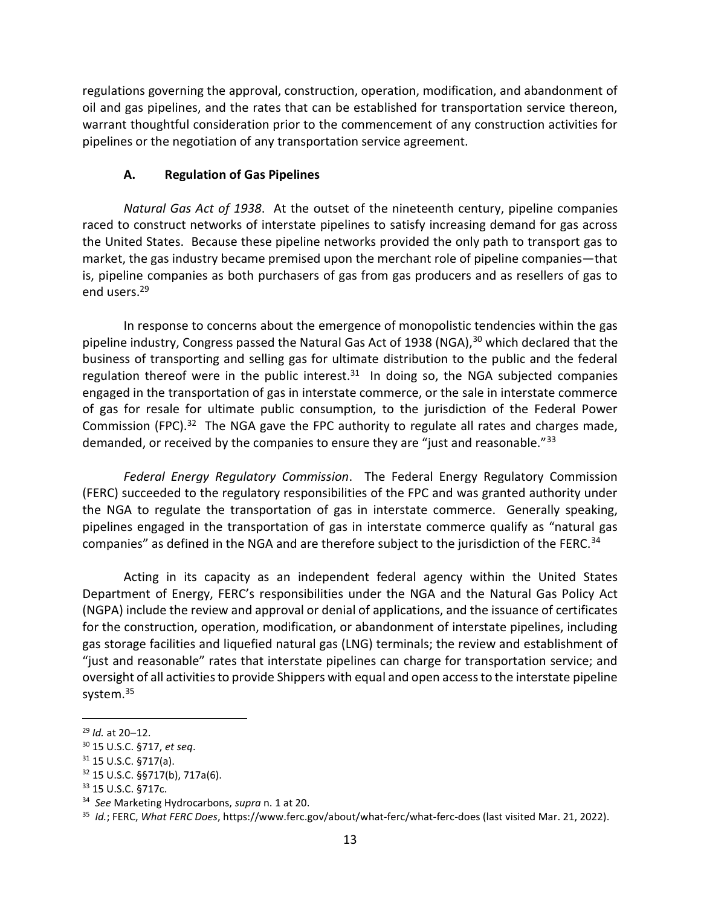regulations governing the approval, construction, operation, modification, and abandonment of oil and gas pipelines, and the rates that can be established for transportation service thereon, warrant thoughtful consideration prior to the commencement of any construction activities for pipelines or the negotiation of any transportation service agreement.

### A. Regulation of Gas Pipelines

*Natural Gas Act of 1938*. At the outset of the nineteenth century, pipeline companies raced to construct networks of interstate pipelines to satisfy increasing demand for gas across the United States. Because these pipeline networks provided the only path to transport gas to market, the gas industry became premised upon the merchant role of pipeline companies—that is, pipeline companies as both purchasers of gas from gas producers and as resellers of gas to end users.[29]

In response to concerns about the emergence of monopolistic tendencies within the gas pipeline industry, Congress passed the Natural Gas Act of 1938 (NGA),[30] which declared that the business of transporting and selling gas for ultimate distribution to the public and the federal regulation thereof were in the public interest.[31] In doing so, the NGA subjected companies engaged in the transportation of gas in interstate commerce, or the sale in interstate commerce of gas for resale for ultimate public consumption, to the jurisdiction of the Federal Power Commission (FPC).[32] The NGA gave the FPC authority to regulate all rates and charges made, demanded, or received by the companies to ensure they are "just and reasonable."[33]

*Federal Energy Regulatory Commission*. The Federal Energy Regulatory Commission (FERC) succeeded to the regulatory responsibilities of the FPC and was granted authority under the NGA to regulate the transportation of gas in interstate commerce. Generally speaking, pipelines engaged in the transportation of gas in interstate commerce qualify as "natural gas companies" as defined in the NGA and are therefore subject to the jurisdiction of the FERC.[34]

Acting in its capacity as an independent federal agency within the United States Department of Energy, FERC's responsibilities under the NGA and the Natural Gas Policy Act (NGPA) include the review and approval or denial of applications, and the issuance of certificates for the construction, operation, modification, or abandonment of interstate pipelines, including gas storage facilities and liquefied natural gas (LNG) terminals; the review and establishment of "just and reasonable" rates that interstate pipelines can charge for transportation service; and oversight of all activities to provide Shippers with equal and open access to the interstate pipeline system.[35]

---

[29] *Id.* at 20–12.

[30] 15 U.S.C. §717, *et seq*.

[31] 15 U.S.C. §717(a).

[32] 15 U.S.C. §§717(b), 717a(6).

[33] 15 U.S.C. §717c.

[34] *See* Marketing Hydrocarbons, *supra* n. 1 at 20.

[35] *Id.*; FERC, *What FERC Does*, https://www.ferc.gov/about/what-ferc/what-ferc-does (last visited Mar. 21, 2022).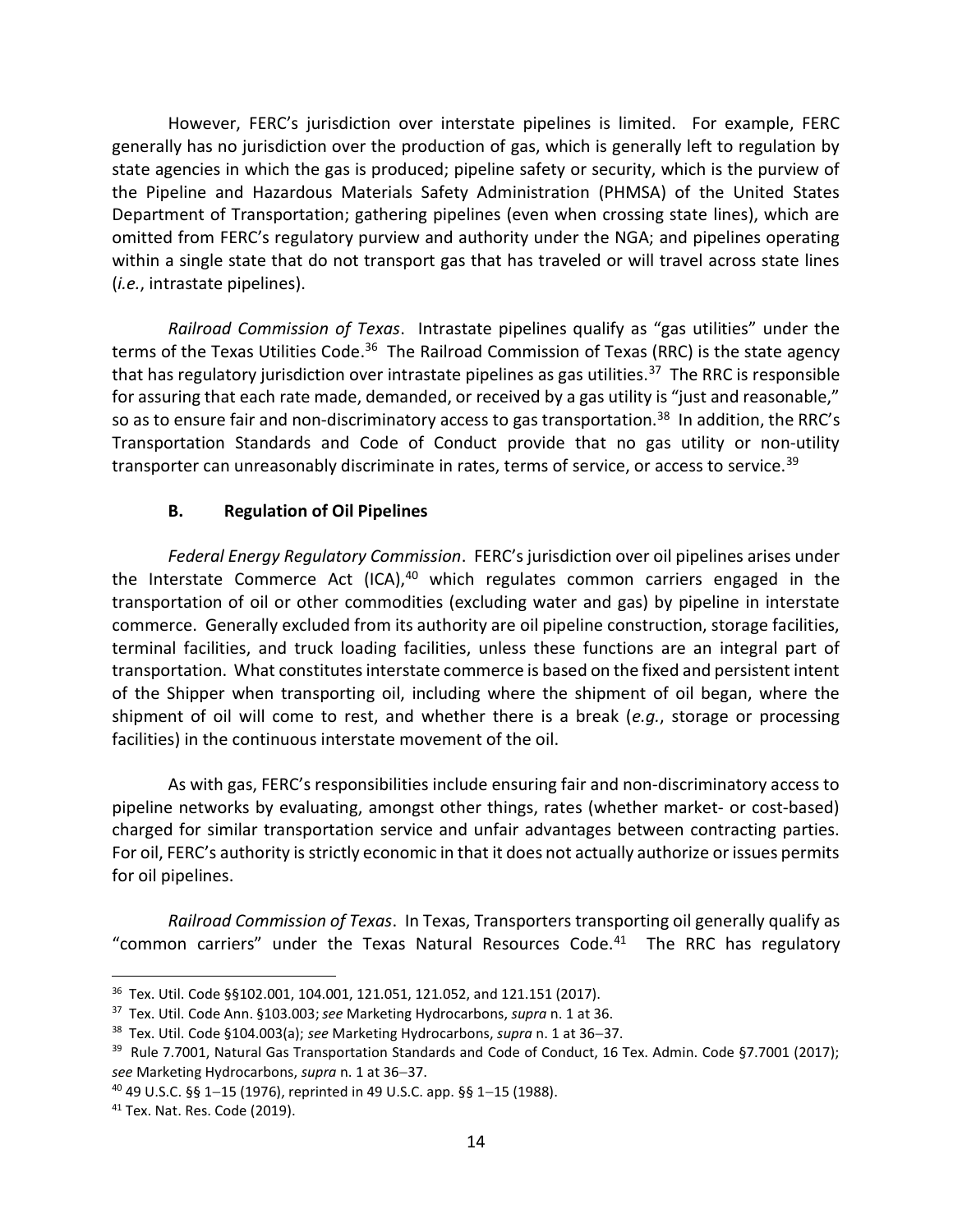However, FERC's jurisdiction over interstate pipelines is limited. For example, FERC generally has no jurisdiction over the production of gas, which is generally left to regulation by state agencies in which the gas is produced; pipeline safety or security, which is the purview of the Pipeline and Hazardous Materials Safety Administration (PHMSA) of the United States Department of Transportation; gathering pipelines (even when crossing state lines), which are omitted from FERC's regulatory purview and authority under the NGA; and pipelines operating within a single state that do not transport gas that has traveled or will travel across state lines (*i.e.*, intrastate pipelines).

*Railroad Commission of Texas*. Intrastate pipelines qualify as "gas utilities" under the terms of the Texas Utilities Code.[36] The Railroad Commission of Texas (RRC) is the state agency that has regulatory jurisdiction over intrastate pipelines as gas utilities.[37] The RRC is responsible for assuring that each rate made, demanded, or received by a gas utility is "just and reasonable," so as to ensure fair and non-discriminatory access to gas transportation.[38] In addition, the RRC's Transportation Standards and Code of Conduct provide that no gas utility or non-utility transporter can unreasonably discriminate in rates, terms of service, or access to service.[39]

### B. Regulation of Oil Pipelines

*Federal Energy Regulatory Commission*. FERC's jurisdiction over oil pipelines arises under the Interstate Commerce Act (ICA),[40] which regulates common carriers engaged in the transportation of oil or other commodities (excluding water and gas) by pipeline in interstate commerce. Generally excluded from its authority are oil pipeline construction, storage facilities, terminal facilities, and truck loading facilities, unless these functions are an integral part of transportation. What constitutes interstate commerce is based on the fixed and persistent intent of the Shipper when transporting oil, including where the shipment of oil began, where the shipment of oil will come to rest, and whether there is a break (*e.g.*, storage or processing facilities) in the continuous interstate movement of the oil.

As with gas, FERC's responsibilities include ensuring fair and non-discriminatory access to pipeline networks by evaluating, amongst other things, rates (whether market- or cost-based) charged for similar transportation service and unfair advantages between contracting parties. For oil, FERC's authority is strictly economic in that it does not actually authorize or issues permits for oil pipelines.

*Railroad Commission of Texas*. In Texas, Transporters transporting oil generally qualify as "common carriers" under the Texas Natural Resources Code.[41] The RRC has regulatory

---

[36] Tex. Util. Code §§102.001, 104.001, 121.051, 121.052, and 121.151 (2017).

[37] Tex. Util. Code Ann. §103.003; *see* Marketing Hydrocarbons, *supra* n. 1 at 36.

[38] Tex. Util. Code §104.003(a); *see* Marketing Hydrocarbons, *supra* n. 1 at 36–37.

[39] Rule 7.7001, Natural Gas Transportation Standards and Code of Conduct, 16 Tex. Admin. Code §7.7001 (2017); *see* Marketing Hydrocarbons, *supra* n. 1 at 36–37.

[40] 49 U.S.C. §§ 1–15 (1976), reprinted in 49 U.S.C. app. §§ 1–15 (1988).

[41] Tex. Nat. Res. Code (2019).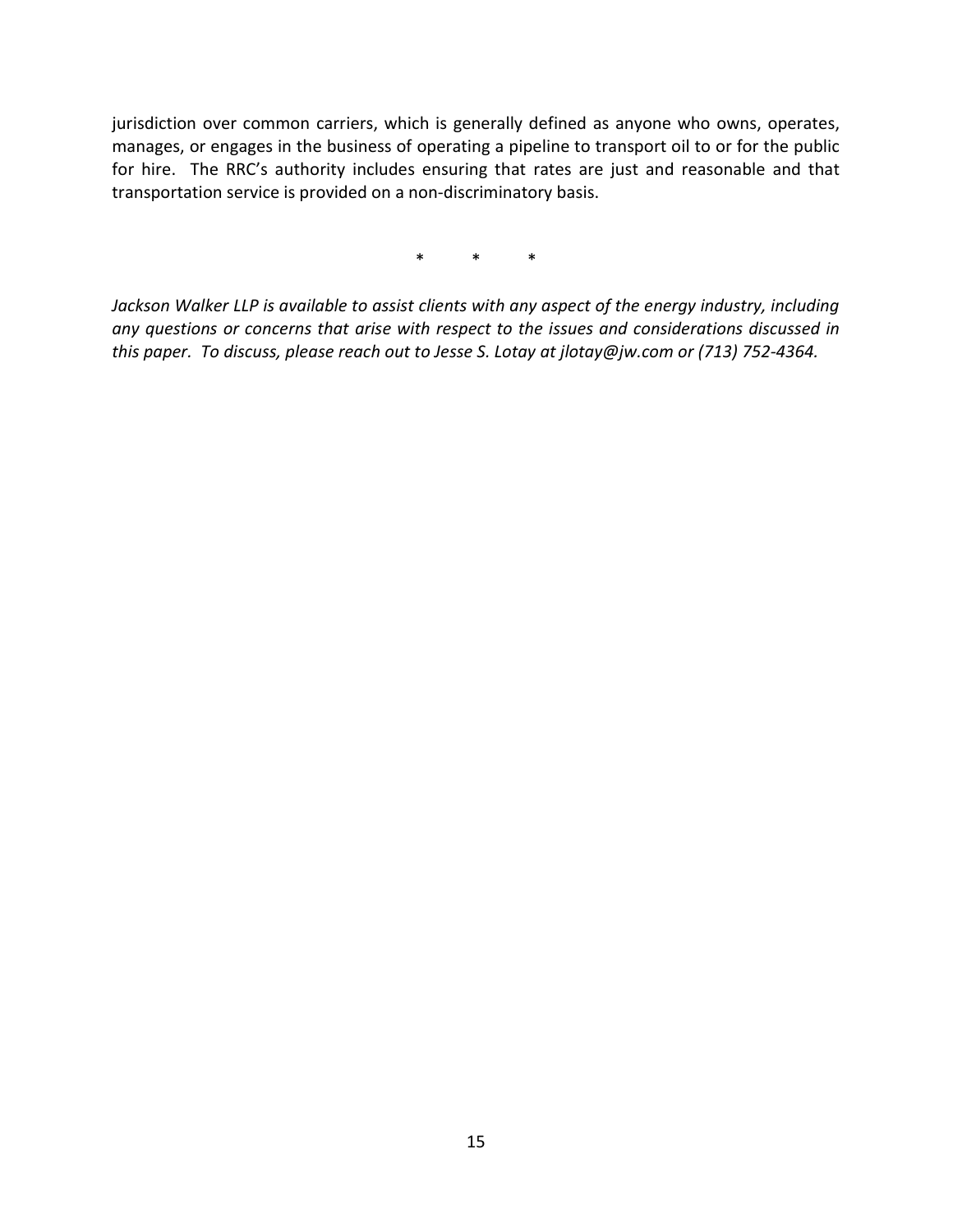jurisdiction over common carriers, which is generally defined as anyone who owns, operates, manages, or engages in the business of operating a pipeline to transport oil to or for the public for hire. The RRC's authority includes ensuring that rates are just and reasonable and that transportation service is provided on a non-discriminatory basis.

\* \* \*

*Jackson Walker LLP is available to assist clients with any aspect of the energy industry, including any questions or concerns that arise with respect to the issues and considerations discussed in this paper. To discuss, please reach out to Jesse S. Lotay at jlotay@jw.com or (713) 752-4364.*